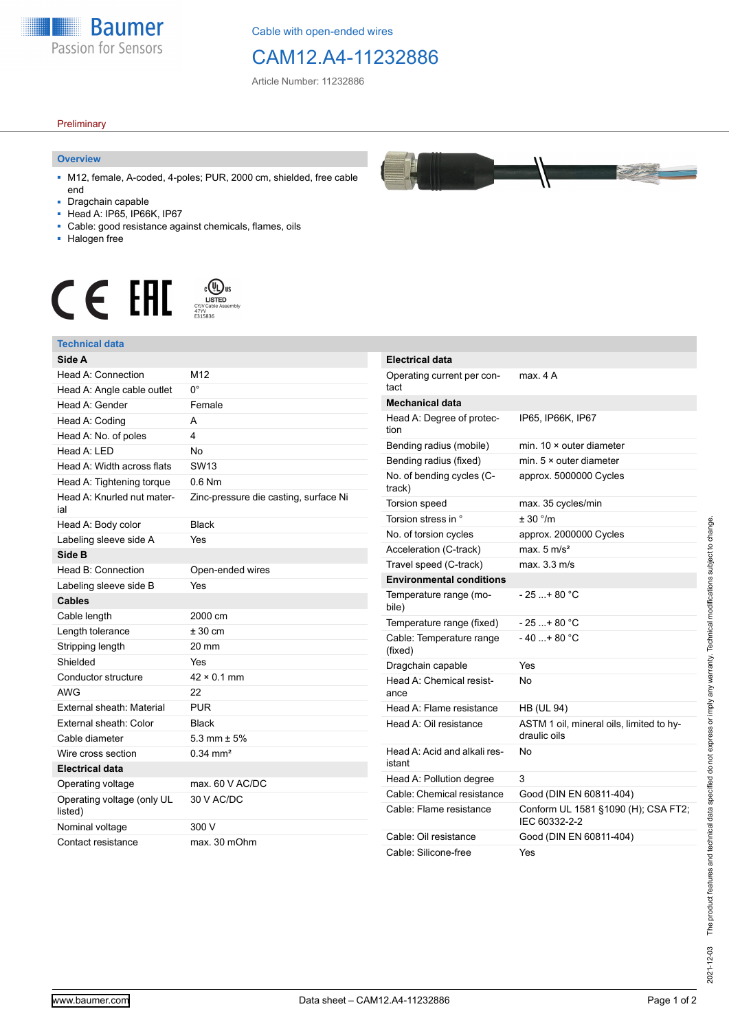Cable with open-ended wires

# CAM12.A4-11232886

Article Number: 11232886

Preliminary

## Overview

- M12, female, A-coded, 4-poles; PUR, 2000 cm, shielded, free cable end
- Dragchain capable
- Head A: IP65, IP66K, IP67
- Cable: good resistance against chemicals, flames, oils
- Halogen free

## Technical data

| Side A | |
|---|---|
| Head A: Connection | M12 |
| Head A: Angle cable outlet | 0° |
| Head A: Gender | Female |
| Head A: Coding | A |
| Head A: No. of poles | 4 |
| Head A: LED | No |
| Head A: Width across flats | SW13 |
| Head A: Tightening torque | 0.6 Nm |
| Head A: Knurled nut material | Zinc-pressure die casting, surface Ni |
| Head A: Body color | Black |
| Labeling sleeve side A | Yes |
| **Side B** | |
| Head B: Connection | Open-ended wires |
| Labeling sleeve side B | Yes |
| **Cables** | |
| Cable length | 2000 cm |
| Length tolerance | ± 30 cm |
| Stripping length | 20 mm |
| Shielded | Yes |
| Conductor structure | 42 × 0.1 mm |
| AWG | 22 |
| External sheath: Material | PUR |
| External sheath: Color | Black |
| Cable diameter | 5.3 mm ± 5% |
| Wire cross section | 0.34 mm² |
| **Electrical data** | |
| Operating voltage | max. 60 V AC/DC |
| Operating voltage (only UL listed) | 30 V AC/DC |
| Nominal voltage | 300 V |
| Contact resistance | max. 30 mOhm |

| Electrical data | |
|---|---|
| Operating current per contact | max. 4 A |
| **Mechanical data** | |
| Head A: Degree of protection | IP65, IP66K, IP67 |
| Bending radius (mobile) | min. 10 × outer diameter |
| Bending radius (fixed) | min. 5 × outer diameter |
| No. of bending cycles (C-track) | approx. 5000000 Cycles |
| Torsion speed | max. 35 cycles/min |
| Torsion stress in ° | ± 30 °/m |
| No. of torsion cycles | approx. 2000000 Cycles |
| Acceleration (C-track) | max. 5 m/s² |
| Travel speed (C-track) | max. 3.3 m/s |
| **Environmental conditions** | |
| Temperature range (mobile) | - 25 ...+ 80 °C |
| Temperature range (fixed) | - 25 ...+ 80 °C |
| Cable: Temperature range (fixed) | - 40 ...+ 80 °C |
| Dragchain capable | Yes |
| Head A: Chemical resistance | No |
| Head A: Flame resistance | HB (UL 94) |
| Head A: Oil resistance | ASTM 1 oil, mineral oils, limited to hydraulic oils |
| Head A: Acid and alkali resistant | No |
| Head A: Pollution degree | 3 |
| Cable: Chemical resistance | Good (DIN EN 60811-404) |
| Cable: Flame resistance | Conform UL 1581 §1090 (H); CSA FT2; IEC 60332-2-2 |
| Cable: Oil resistance | Good (DIN EN 60811-404) |
| Cable: Silicone-free | Yes |

2021-12-03 The product features and technical data specified do not express or imply any warranty. Technical modifications subject to change.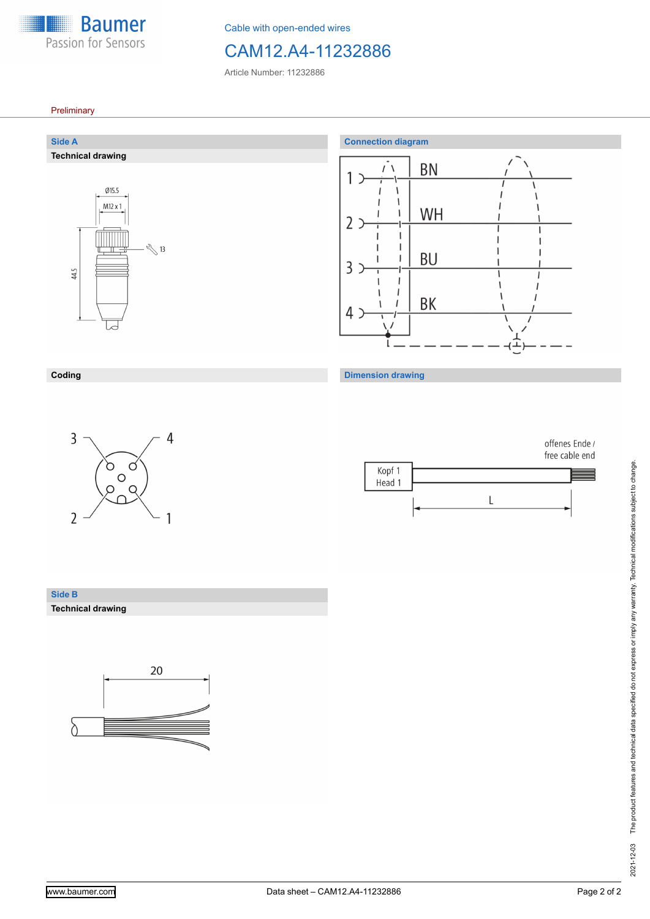Cable with open-ended wires

# CAM12.A4-11232886

Article Number: 11232886

Preliminary

## Side A

### Technical drawing

Ø15.5

M12 x 1

13

44.5

## Connection diagram

1 BN

2 WH

3 BU

4 BK

### Coding

3 4

2 1

## Dimension drawing

offenes Ende / free cable end

Kopf 1 Head 1

L

## Side B

### Technical drawing

20

The product features and technical data specified do not express or imply any warranty. Technical modifications subject to change.

2021-12-03

www.baumer.com

Data sheet – CAM12.A4-11232886